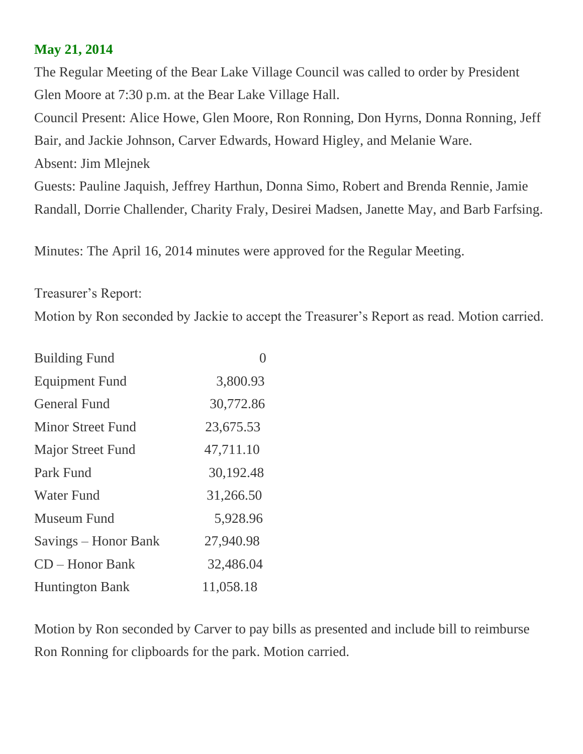**May 21, 2014**

The Regular Meeting of the Bear Lake Village Council was called to order by President Glen Moore at 7:30 p.m. at the Bear Lake Village Hall.

Council Present: Alice Howe, Glen Moore, Ron Ronning, Don Hyrns, Donna Ronning, Jeff Bair, and Jackie Johnson, Carver Edwards, Howard Higley, and Melanie Ware.

Absent: Jim Mlejnek

Guests: Pauline Jaquish, Jeffrey Harthun, Donna Simo, Robert and Brenda Rennie, Jamie Randall, Dorrie Challender, Charity Fraly, Desirei Madsen, Janette May, and Barb Farfsing.

Minutes: The April 16, 2014 minutes were approved for the Regular Meeting.

Treasurer's Report:

Motion by Ron seconded by Jackie to accept the Treasurer's Report as read. Motion carried.

| | |
|---|---|
| Building Fund | 0 |
| Equipment Fund | 3,800.93 |
| General Fund | 30,772.86 |
| Minor Street Fund | 23,675.53 |
| Major Street Fund | 47,711.10 |
| Park Fund | 30,192.48 |
| Water Fund | 31,266.50 |
| Museum Fund | 5,928.96 |
| Savings – Honor Bank | 27,940.98 |
| CD – Honor Bank | 32,486.04 |
| Huntington Bank | 11,058.18 |

Motion by Ron seconded by Carver to pay bills as presented and include bill to reimburse Ron Ronning for clipboards for the park. Motion carried.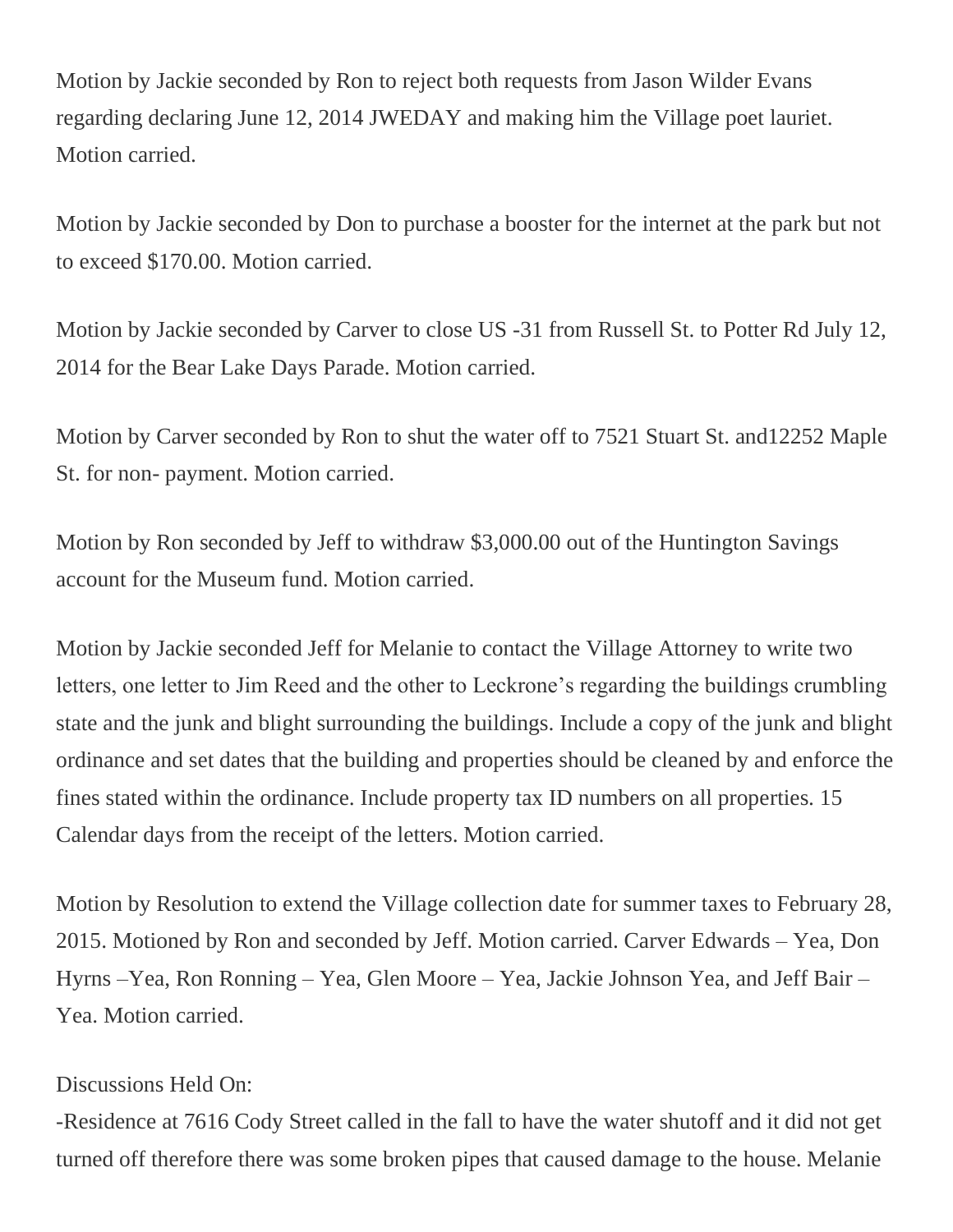Motion by Jackie seconded by Ron to reject both requests from Jason Wilder Evans regarding declaring June 12, 2014 JWEDAY and making him the Village poet lauriet. Motion carried.

Motion by Jackie seconded by Don to purchase a booster for the internet at the park but not to exceed $170.00. Motion carried.

Motion by Jackie seconded by Carver to close US -31 from Russell St. to Potter Rd July 12, 2014 for the Bear Lake Days Parade. Motion carried.

Motion by Carver seconded by Ron to shut the water off to 7521 Stuart St. and12252 Maple St. for non- payment. Motion carried.

Motion by Ron seconded by Jeff to withdraw $3,000.00 out of the Huntington Savings account for the Museum fund. Motion carried.

Motion by Jackie seconded Jeff for Melanie to contact the Village Attorney to write two letters, one letter to Jim Reed and the other to Leckrone's regarding the buildings crumbling state and the junk and blight surrounding the buildings. Include a copy of the junk and blight ordinance and set dates that the building and properties should be cleaned by and enforce the fines stated within the ordinance. Include property tax ID numbers on all properties. 15 Calendar days from the receipt of the letters. Motion carried.

Motion by Resolution to extend the Village collection date for summer taxes to February 28, 2015. Motioned by Ron and seconded by Jeff. Motion carried. Carver Edwards – Yea, Don Hyrns –Yea, Ron Ronning – Yea, Glen Moore – Yea, Jackie Johnson Yea, and Jeff Bair – Yea. Motion carried.

Discussions Held On:
-Residence at 7616 Cody Street called in the fall to have the water shutoff and it did not get turned off therefore there was some broken pipes that caused damage to the house. Melanie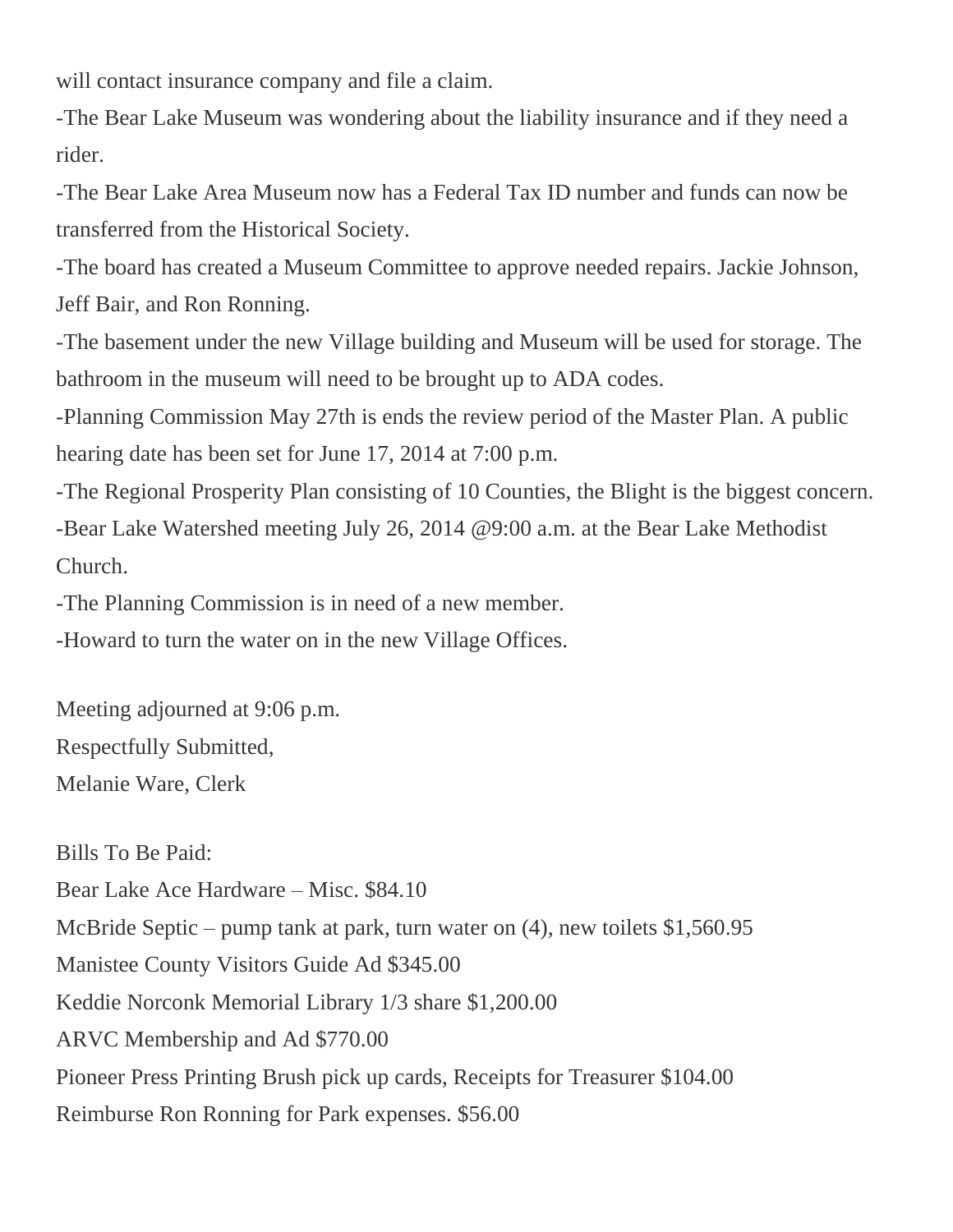will contact insurance company and file a claim.

-The Bear Lake Museum was wondering about the liability insurance and if they need a rider.

-The Bear Lake Area Museum now has a Federal Tax ID number and funds can now be transferred from the Historical Society.

-The board has created a Museum Committee to approve needed repairs. Jackie Johnson, Jeff Bair, and Ron Ronning.

-The basement under the new Village building and Museum will be used for storage. The bathroom in the museum will need to be brought up to ADA codes.

-Planning Commission May 27th is ends the review period of the Master Plan. A public hearing date has been set for June 17, 2014 at 7:00 p.m.

-The Regional Prosperity Plan consisting of 10 Counties, the Blight is the biggest concern.

-Bear Lake Watershed meeting July 26, 2014 @9:00 a.m. at the Bear Lake Methodist Church.

-The Planning Commission is in need of a new member.

-Howard to turn the water on in the new Village Offices.

Meeting adjourned at 9:06 p.m.
Respectfully Submitted,
Melanie Ware, Clerk

Bills To Be Paid:
Bear Lake Ace Hardware – Misc. $84.10
McBride Septic – pump tank at park, turn water on (4), new toilets $1,560.95
Manistee County Visitors Guide Ad $345.00
Keddie Norconk Memorial Library 1/3 share $1,200.00
ARVC Membership and Ad $770.00
Pioneer Press Printing Brush pick up cards, Receipts for Treasurer $104.00
Reimburse Ron Ronning for Park expenses. $56.00